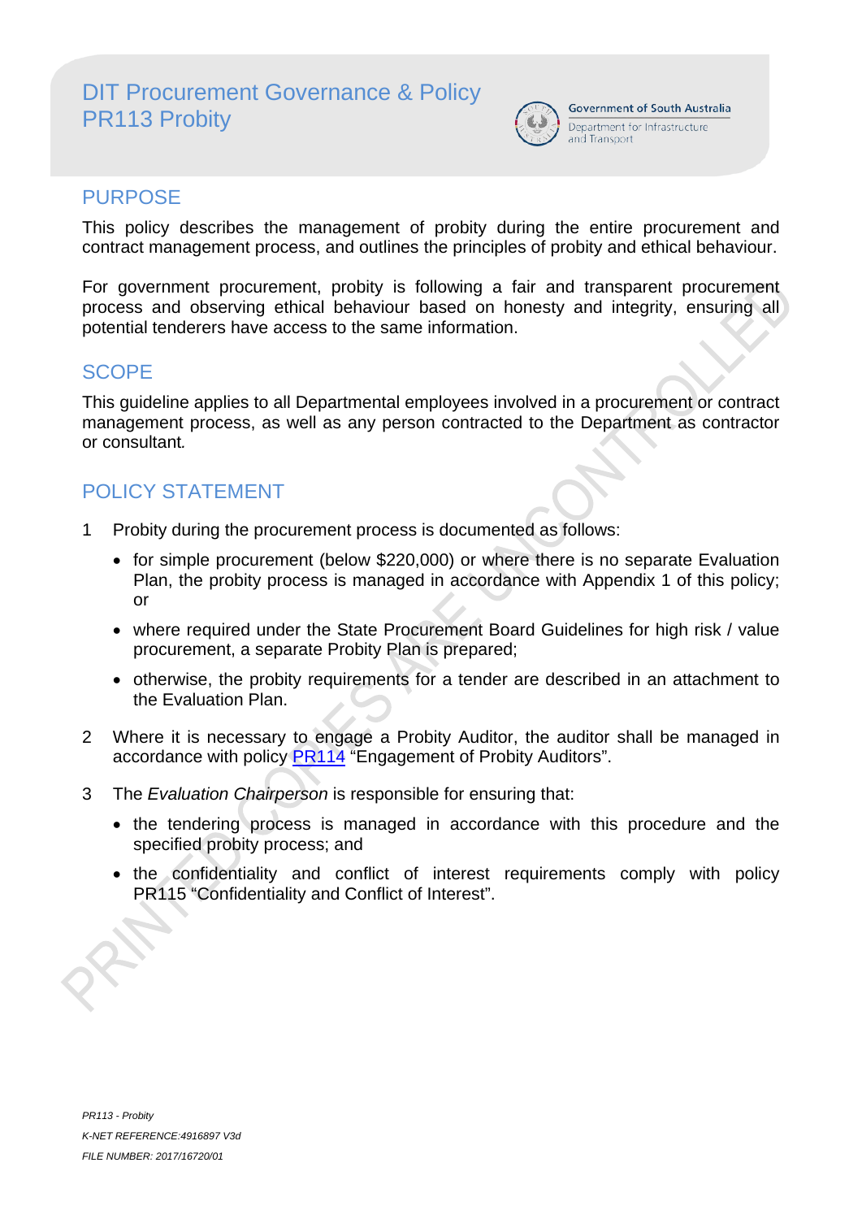# DIT Procurement Governance & Policy
# PR113 Probity

Government of South Australia
Department for Infrastructure and Transport

## PURPOSE

This policy describes the management of probity during the entire procurement and contract management process, and outlines the principles of probity and ethical behaviour.

For government procurement, probity is following a fair and transparent procurement process and observing ethical behaviour based on honesty and integrity, ensuring all potential tenderers have access to the same information.

## SCOPE

This guideline applies to all Departmental employees involved in a procurement or contract management process, as well as any person contracted to the Department as contractor or consultant.

## POLICY STATEMENT

1 Probity during the procurement process is documented as follows:

- for simple procurement (below $220,000) or where there is no separate Evaluation Plan, the probity process is managed in accordance with Appendix 1 of this policy; or
- where required under the State Procurement Board Guidelines for high risk / value procurement, a separate Probity Plan is prepared;
- otherwise, the probity requirements for a tender are described in an attachment to the Evaluation Plan.

2 Where it is necessary to engage a Probity Auditor, the auditor shall be managed in accordance with policy PR114 "Engagement of Probity Auditors".

3 The *Evaluation Chairperson* is responsible for ensuring that:

- the tendering process is managed in accordance with this procedure and the specified probity process; and
- the confidentiality and conflict of interest requirements comply with policy PR115 "Confidentiality and Conflict of Interest".

*PR113 - Probity*
*K-NET REFERENCE:4916897 V3d*
*FILE NUMBER: 2017/16720/01*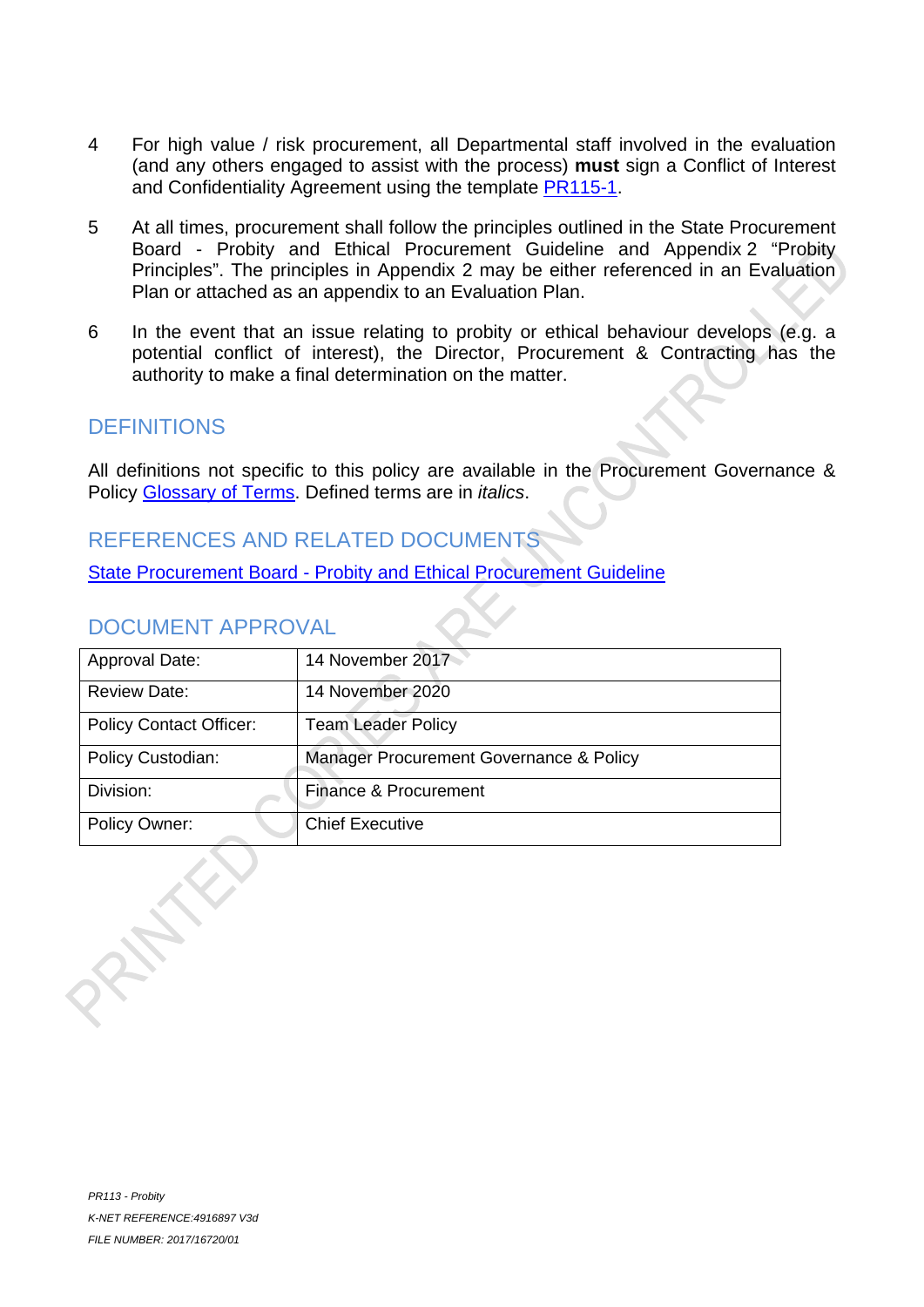4 For high value / risk procurement, all Departmental staff involved in the evaluation (and any others engaged to assist with the process) **must** sign a Conflict of Interest and Confidentiality Agreement using the template PR115-1.

5 At all times, procurement shall follow the principles outlined in the State Procurement Board - Probity and Ethical Procurement Guideline and Appendix 2 "Probity Principles". The principles in Appendix 2 may be either referenced in an Evaluation Plan or attached as an appendix to an Evaluation Plan.

6 In the event that an issue relating to probity or ethical behaviour develops (e.g. a potential conflict of interest), the Director, Procurement & Contracting has the authority to make a final determination on the matter.

## DEFINITIONS

All definitions not specific to this policy are available in the Procurement Governance & Policy Glossary of Terms. Defined terms are in *italics*.

## REFERENCES AND RELATED DOCUMENTS

State Procurement Board - Probity and Ethical Procurement Guideline

## DOCUMENT APPROVAL

| | |
|---|---|
| Approval Date: | 14 November 2017 |
| Review Date: | 14 November 2020 |
| Policy Contact Officer: | Team Leader Policy |
| Policy Custodian: | Manager Procurement Governance & Policy |
| Division: | Finance & Procurement |
| Policy Owner: | Chief Executive |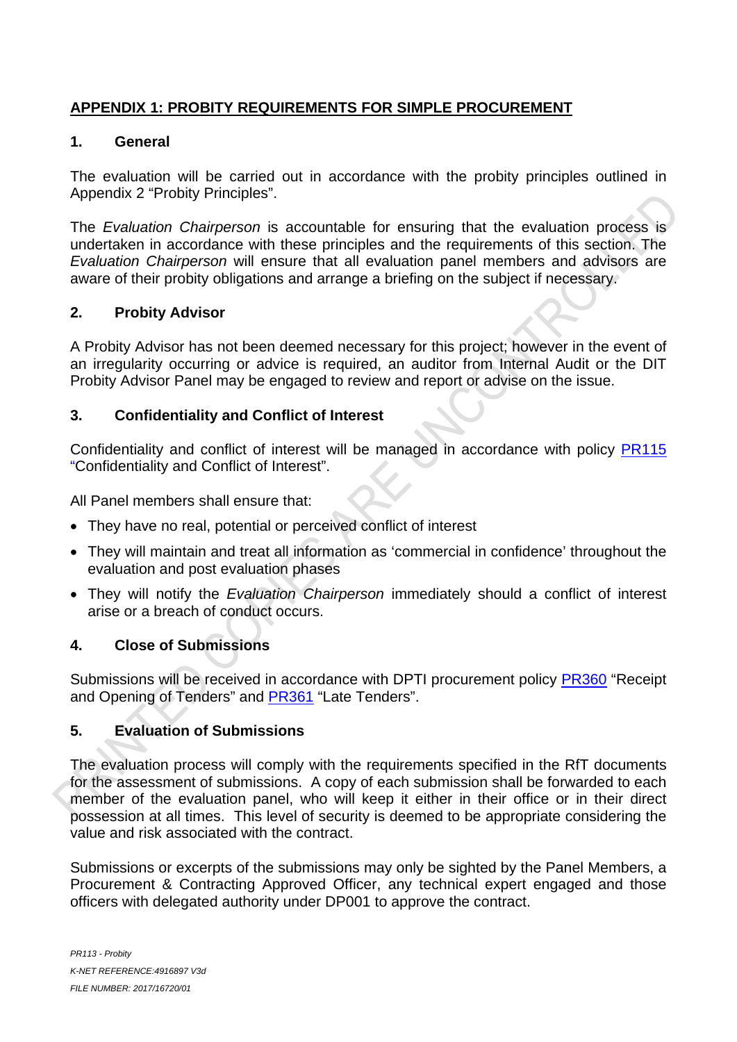## APPENDIX 1: PROBITY REQUIREMENTS FOR SIMPLE PROCUREMENT

### 1. General

The evaluation will be carried out in accordance with the probity principles outlined in Appendix 2 "Probity Principles".

The *Evaluation Chairperson* is accountable for ensuring that the evaluation process is undertaken in accordance with these principles and the requirements of this section. The *Evaluation Chairperson* will ensure that all evaluation panel members and advisors are aware of their probity obligations and arrange a briefing on the subject if necessary.

### 2. Probity Advisor

A Probity Advisor has not been deemed necessary for this project; however in the event of an irregularity occurring or advice is required, an auditor from Internal Audit or the DIT Probity Advisor Panel may be engaged to review and report or advise on the issue.

### 3. Confidentiality and Conflict of Interest

Confidentiality and conflict of interest will be managed in accordance with policy PR115 "Confidentiality and Conflict of Interest".

All Panel members shall ensure that:

- They have no real, potential or perceived conflict of interest
- They will maintain and treat all information as 'commercial in confidence' throughout the evaluation and post evaluation phases
- They will notify the *Evaluation Chairperson* immediately should a conflict of interest arise or a breach of conduct occurs.

### 4. Close of Submissions

Submissions will be received in accordance with DPTI procurement policy PR360 "Receipt and Opening of Tenders" and PR361 "Late Tenders".

### 5. Evaluation of Submissions

The evaluation process will comply with the requirements specified in the RfT documents for the assessment of submissions. A copy of each submission shall be forwarded to each member of the evaluation panel, who will keep it either in their office or in their direct possession at all times. This level of security is deemed to be appropriate considering the value and risk associated with the contract.

Submissions or excerpts of the submissions may only be sighted by the Panel Members, a Procurement & Contracting Approved Officer, any technical expert engaged and those officers with delegated authority under DP001 to approve the contract.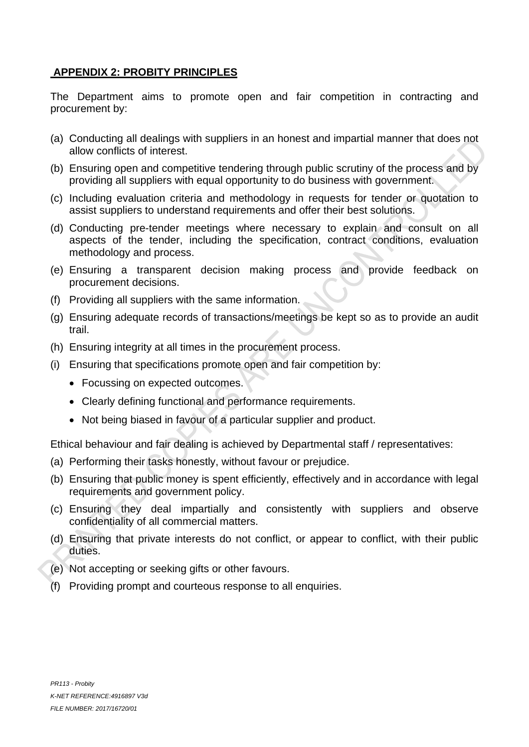## APPENDIX 2: PROBITY PRINCIPLES

The Department aims to promote open and fair competition in contracting and procurement by:

(a) Conducting all dealings with suppliers in an honest and impartial manner that does not allow conflicts of interest.

(b) Ensuring open and competitive tendering through public scrutiny of the process and by providing all suppliers with equal opportunity to do business with government.

(c) Including evaluation criteria and methodology in requests for tender or quotation to assist suppliers to understand requirements and offer their best solutions.

(d) Conducting pre-tender meetings where necessary to explain and consult on all aspects of the tender, including the specification, contract conditions, evaluation methodology and process.

(e) Ensuring a transparent decision making process and provide feedback on procurement decisions.

(f) Providing all suppliers with the same information.

(g) Ensuring adequate records of transactions/meetings be kept so as to provide an audit trail.

(h) Ensuring integrity at all times in the procurement process.

(i) Ensuring that specifications promote open and fair competition by:

- Focussing on expected outcomes.
- Clearly defining functional and performance requirements.
- Not being biased in favour of a particular supplier and product.

Ethical behaviour and fair dealing is achieved by Departmental staff / representatives:

(a) Performing their tasks honestly, without favour or prejudice.

(b) Ensuring that public money is spent efficiently, effectively and in accordance with legal requirements and government policy.

(c) Ensuring they deal impartially and consistently with suppliers and observe confidentiality of all commercial matters.

(d) Ensuring that private interests do not conflict, or appear to conflict, with their public duties.

(e) Not accepting or seeking gifts or other favours.

(f) Providing prompt and courteous response to all enquiries.